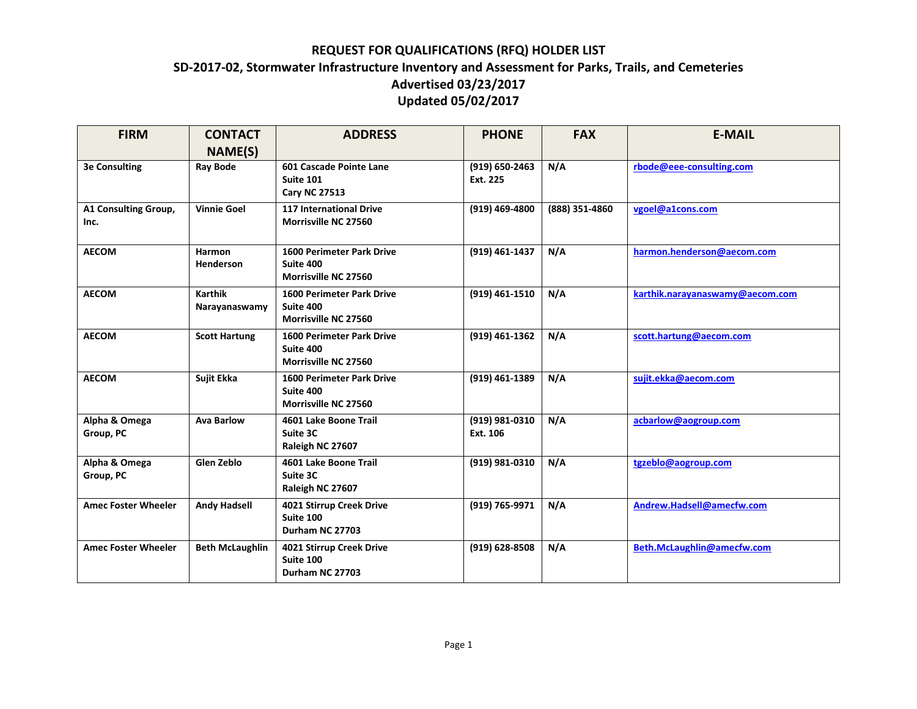# REQUEST FOR QUALIFICATIONS (RFQ) HOLDER LIST

## SD-2017-02, Stormwater Infrastructure Inventory and Assessment for Parks, Trails, and Cemeteries

### Advertised 03/23/2017

### Updated 05/02/2017

| FIRM | CONTACT NAME(S) | ADDRESS | PHONE | FAX | E-MAIL |
|---|---|---|---|---|---|
| 3e Consulting | Ray Bode | 601 Cascade Pointe Lane<br>Suite 101<br>Cary NC 27513 | (919) 650-2463<br>Ext. 225 | N/A | rbode@eee-consulting.com |
| A1 Consulting Group, Inc. | Vinnie Goel | 117 International Drive<br>Morrisville NC 27560 | (919) 469-4800 | (888) 351-4860 | vgoel@a1cons.com |
| AECOM | Harmon Henderson | 1600 Perimeter Park Drive<br>Suite 400<br>Morrisville NC 27560 | (919) 461-1437 | N/A | harmon.henderson@aecom.com |
| AECOM | Karthik Narayanaswamy | 1600 Perimeter Park Drive<br>Suite 400<br>Morrisville NC 27560 | (919) 461-1510 | N/A | karthik.narayanaswamy@aecom.com |
| AECOM | Scott Hartung | 1600 Perimeter Park Drive<br>Suite 400<br>Morrisville NC 27560 | (919) 461-1362 | N/A | scott.hartung@aecom.com |
| AECOM | Sujit Ekka | 1600 Perimeter Park Drive<br>Suite 400<br>Morrisville NC 27560 | (919) 461-1389 | N/A | sujit.ekka@aecom.com |
| Alpha & Omega Group, PC | Ava Barlow | 4601 Lake Boone Trail<br>Suite 3C<br>Raleigh NC 27607 | (919) 981-0310<br>Ext. 106 | N/A | acbarlow@aogroup.com |
| Alpha & Omega Group, PC | Glen Zeblo | 4601 Lake Boone Trail<br>Suite 3C<br>Raleigh NC 27607 | (919) 981-0310 | N/A | tgzeblo@aogroup.com |
| Amec Foster Wheeler | Andy Hadsell | 4021 Stirrup Creek Drive<br>Suite 100<br>Durham NC 27703 | (919) 765-9971 | N/A | Andrew.Hadsell@amecfw.com |
| Amec Foster Wheeler | Beth McLaughlin | 4021 Stirrup Creek Drive<br>Suite 100<br>Durham NC 27703 | (919) 628-8508 | N/A | Beth.McLaughlin@amecfw.com |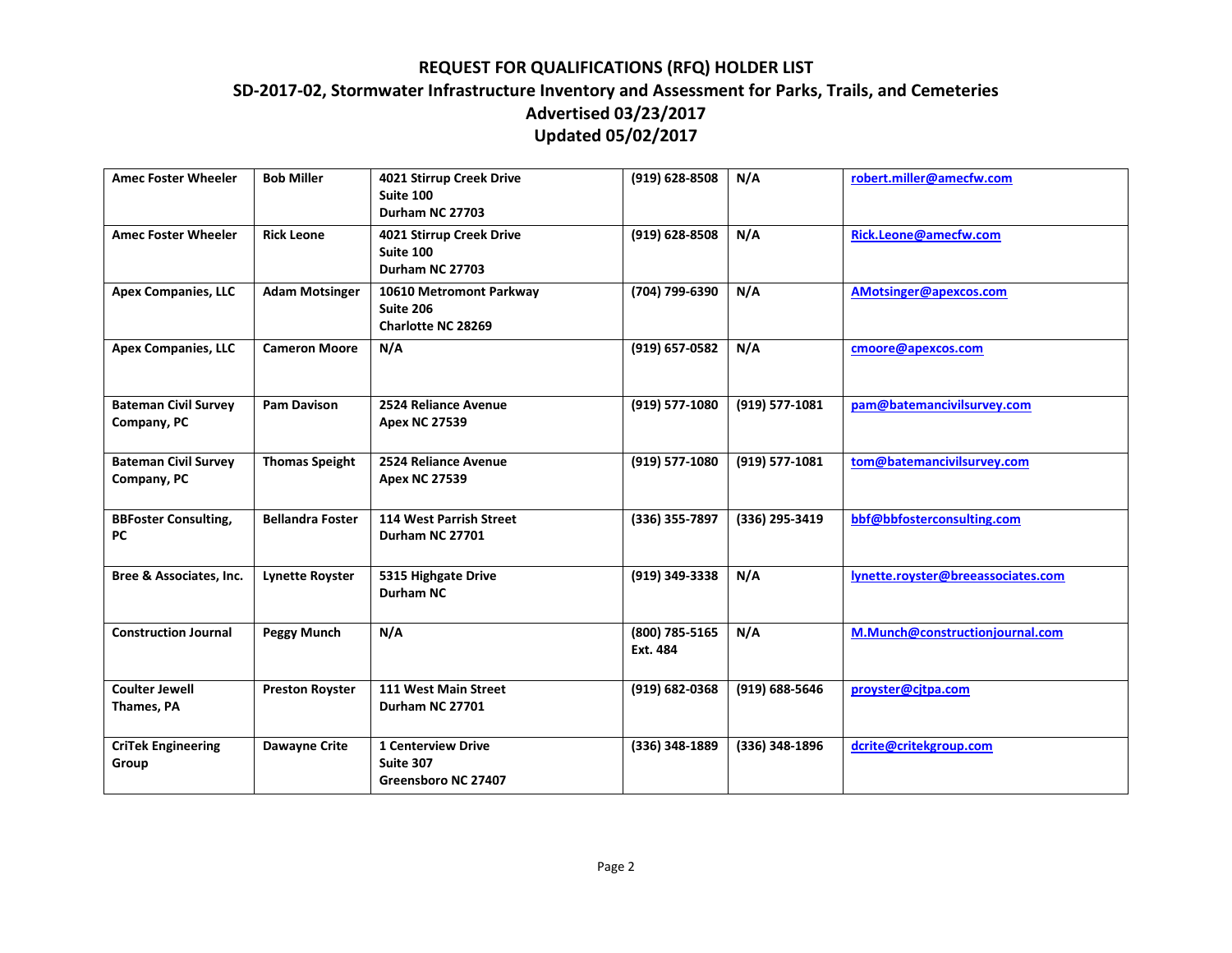# REQUEST FOR QUALIFICATIONS (RFQ) HOLDER LIST

## SD-2017-02, Stormwater Infrastructure Inventory and Assessment for Parks, Trails, and Cemeteries

## Advertised 03/23/2017

## Updated 05/02/2017

| | | | | | |
|---|---|---|---|---|---|
| **Amec Foster Wheeler** | **Bob Miller** | **4021 Stirrup Creek Drive<br>Suite 100<br>Durham NC 27703** | **(919) 628-8508** | **N/A** | **robert.miller@amecfw.com** |
| **Amec Foster Wheeler** | **Rick Leone** | **4021 Stirrup Creek Drive<br>Suite 100<br>Durham NC 27703** | **(919) 628-8508** | **N/A** | **Rick.Leone@amecfw.com** |
| **Apex Companies, LLC** | **Adam Motsinger** | **10610 Metromont Parkway<br>Suite 206<br>Charlotte NC 28269** | **(704) 799-6390** | **N/A** | **AMotsinger@apexcos.com** |
| **Apex Companies, LLC** | **Cameron Moore** | **N/A** | **(919) 657-0582** | **N/A** | **cmoore@apexcos.com** |
| **Bateman Civil Survey Company, PC** | **Pam Davison** | **2524 Reliance Avenue<br>Apex NC 27539** | **(919) 577-1080** | **(919) 577-1081** | **pam@batemancivilsurvey.com** |
| **Bateman Civil Survey Company, PC** | **Thomas Speight** | **2524 Reliance Avenue<br>Apex NC 27539** | **(919) 577-1080** | **(919) 577-1081** | **tom@batemancivilsurvey.com** |
| **BBFoster Consulting, PC** | **Bellandra Foster** | **114 West Parrish Street<br>Durham NC 27701** | **(336) 355-7897** | **(336) 295-3419** | **bbf@bbfosterconsulting.com** |
| **Bree & Associates, Inc.** | **Lynette Royster** | **5315 Highgate Drive<br>Durham NC** | **(919) 349-3338** | **N/A** | **lynette.royster@breeassociates.com** |
| **Construction Journal** | **Peggy Munch** | **N/A** | **(800) 785-5165<br>Ext. 484** | **N/A** | **M.Munch@constructionjournal.com** |
| **Coulter Jewell Thames, PA** | **Preston Royster** | **111 West Main Street<br>Durham NC 27701** | **(919) 682-0368** | **(919) 688-5646** | **proyster@cjtpa.com** |
| **CriTek Engineering Group** | **Dawayne Crite** | **1 Centerview Drive<br>Suite 307<br>Greensboro NC 27407** | **(336) 348-1889** | **(336) 348-1896** | **dcrite@critekgroup.com** |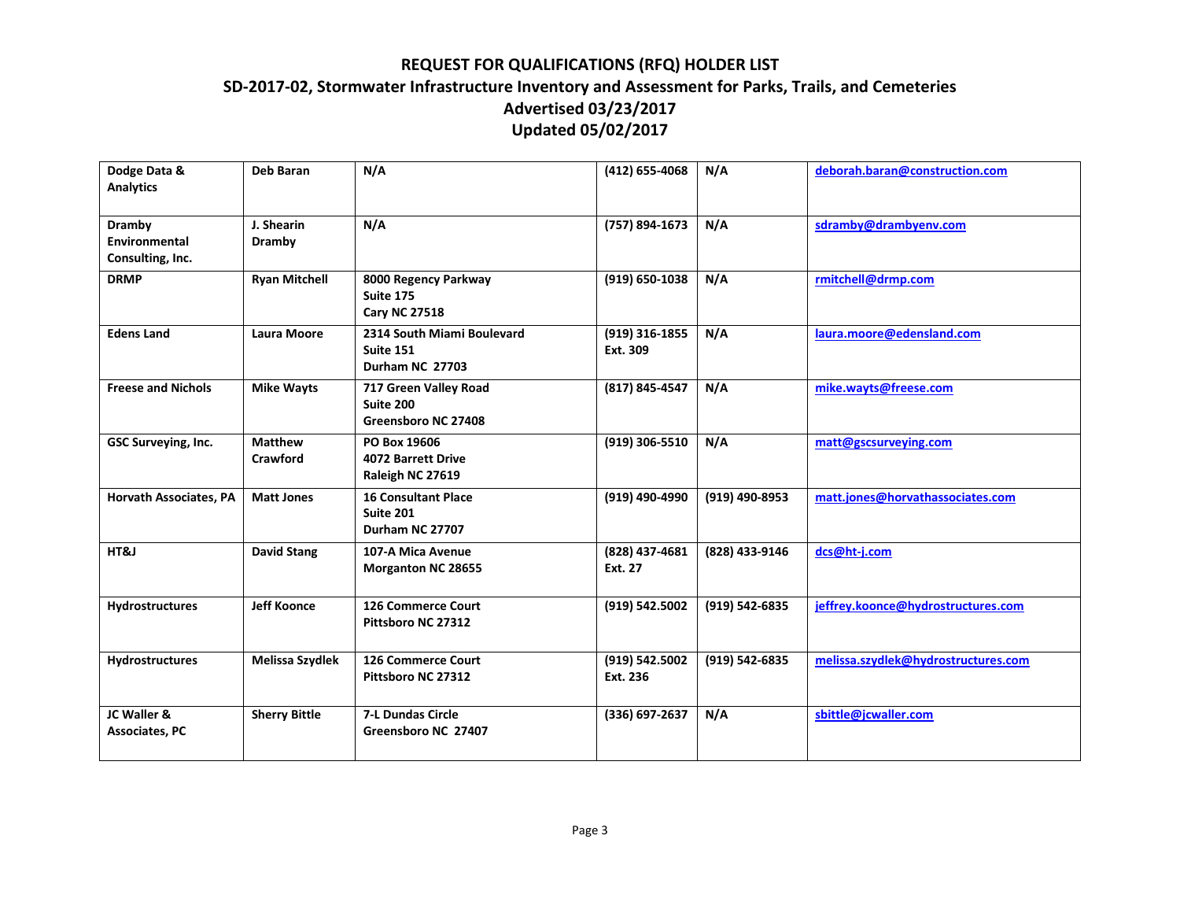# REQUEST FOR QUALIFICATIONS (RFQ) HOLDER LIST

## SD-2017-02, Stormwater Infrastructure Inventory and Assessment for Parks, Trails, and Cemeteries

## Advertised 03/23/2017

## Updated 05/02/2017

| | | | | | |
|---|---|---|---|---|---|
| **Dodge Data & Analytics** | **Deb Baran** | **N/A** | **(412) 655-4068** | **N/A** | **deborah.baran@construction.com** |
| **Dramby Environmental Consulting, Inc.** | **J. Shearin Dramby** | **N/A** | **(757) 894-1673** | **N/A** | **sdramby@drambyenv.com** |
| **DRMP** | **Ryan Mitchell** | **8000 Regency Parkway Suite 175 Cary NC 27518** | **(919) 650-1038** | **N/A** | **rmitchell@drmp.com** |
| **Edens Land** | **Laura Moore** | **2314 South Miami Boulevard Suite 151 Durham NC 27703** | **(919) 316-1855 Ext. 309** | **N/A** | **laura.moore@edensland.com** |
| **Freese and Nichols** | **Mike Wayts** | **717 Green Valley Road Suite 200 Greensboro NC 27408** | **(817) 845-4547** | **N/A** | **mike.wayts@freese.com** |
| **GSC Surveying, Inc.** | **Matthew Crawford** | **PO Box 19606 4072 Barrett Drive Raleigh NC 27619** | **(919) 306-5510** | **N/A** | **matt@gscsurveying.com** |
| **Horvath Associates, PA** | **Matt Jones** | **16 Consultant Place Suite 201 Durham NC 27707** | **(919) 490-4990** | **(919) 490-8953** | **matt.jones@horvathassociates.com** |
| **HT&J** | **David Stang** | **107-A Mica Avenue Morganton NC 28655** | **(828) 437-4681 Ext. 27** | **(828) 433-9146** | **dcs@ht-j.com** |
| **Hydrostructures** | **Jeff Koonce** | **126 Commerce Court Pittsboro NC 27312** | **(919) 542.5002** | **(919) 542-6835** | **jeffrey.koonce@hydrostructures.com** |
| **Hydrostructures** | **Melissa Szydlek** | **126 Commerce Court Pittsboro NC 27312** | **(919) 542.5002 Ext. 236** | **(919) 542-6835** | **melissa.szydlek@hydrostructures.com** |
| **JC Waller & Associates, PC** | **Sherry Bittle** | **7-L Dundas Circle Greensboro NC 27407** | **(336) 697-2637** | **N/A** | **sbittle@jcwaller.com** |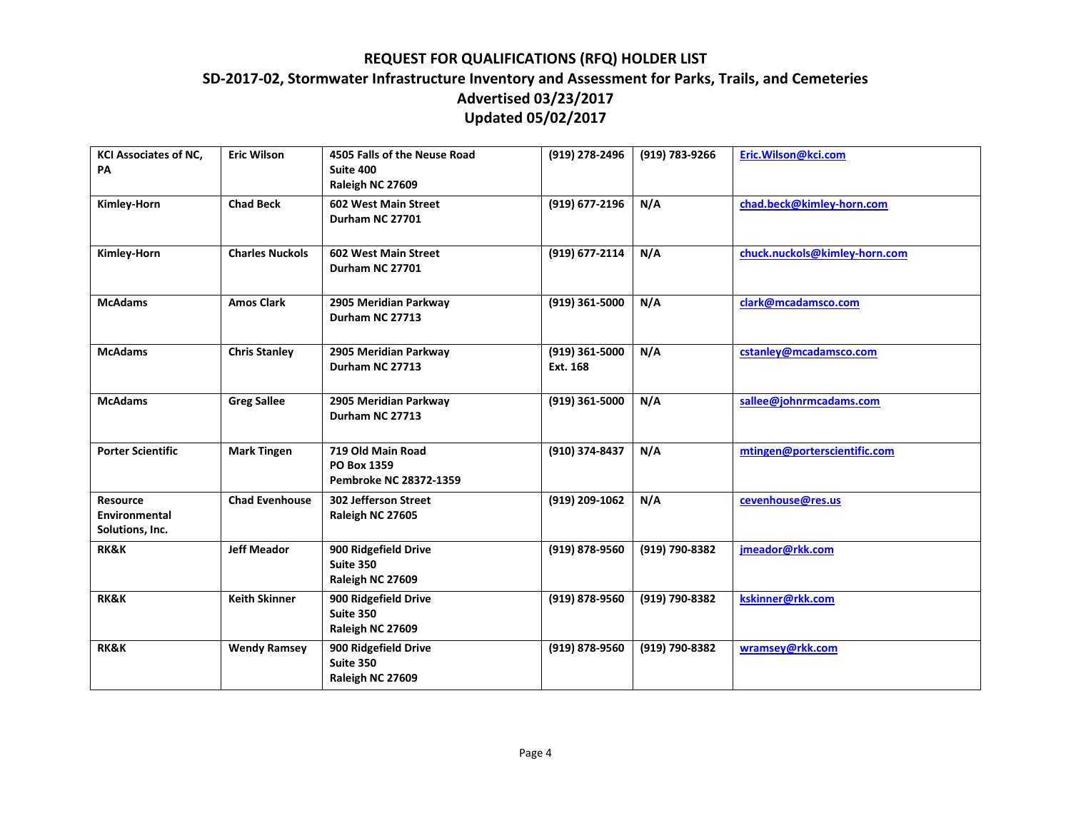# REQUEST FOR QUALIFICATIONS (RFQ) HOLDER LIST

## SD-2017-02, Stormwater Infrastructure Inventory and Assessment for Parks, Trails, and Cemeteries

## Advertised 03/23/2017

## Updated 05/02/2017

| | | | | | |
|---|---|---|---|---|---|
| **KCI Associates of NC, PA** | **Eric Wilson** | **4505 Falls of the Neuse Road<br>Suite 400<br>Raleigh NC 27609** | **(919) 278-2496** | **(919) 783-9266** | **Eric.Wilson@kci.com** |
| **Kimley-Horn** | **Chad Beck** | **602 West Main Street<br>Durham NC 27701** | **(919) 677-2196** | **N/A** | **chad.beck@kimley-horn.com** |
| **Kimley-Horn** | **Charles Nuckols** | **602 West Main Street<br>Durham NC 27701** | **(919) 677-2114** | **N/A** | **chuck.nuckols@kimley-horn.com** |
| **McAdams** | **Amos Clark** | **2905 Meridian Parkway<br>Durham NC 27713** | **(919) 361-5000** | **N/A** | **clark@mcadamsco.com** |
| **McAdams** | **Chris Stanley** | **2905 Meridian Parkway<br>Durham NC 27713** | **(919) 361-5000 Ext. 168** | **N/A** | **cstanley@mcadamsco.com** |
| **McAdams** | **Greg Sallee** | **2905 Meridian Parkway<br>Durham NC 27713** | **(919) 361-5000** | **N/A** | **sallee@johnrmcadams.com** |
| **Porter Scientific** | **Mark Tingen** | **719 Old Main Road<br>PO Box 1359<br>Pembroke NC 28372-1359** | **(910) 374-8437** | **N/A** | **mtingen@porterscientific.com** |
| **Resource Environmental Solutions, Inc.** | **Chad Evenhouse** | **302 Jefferson Street<br>Raleigh NC 27605** | **(919) 209-1062** | **N/A** | **cevenhouse@res.us** |
| **RK&K** | **Jeff Meador** | **900 Ridgefield Drive<br>Suite 350<br>Raleigh NC 27609** | **(919) 878-9560** | **(919) 790-8382** | **jmeador@rkk.com** |
| **RK&K** | **Keith Skinner** | **900 Ridgefield Drive<br>Suite 350<br>Raleigh NC 27609** | **(919) 878-9560** | **(919) 790-8382** | **kskinner@rkk.com** |
| **RK&K** | **Wendy Ramsey** | **900 Ridgefield Drive<br>Suite 350<br>Raleigh NC 27609** | **(919) 878-9560** | **(919) 790-8382** | **wramsey@rkk.com** |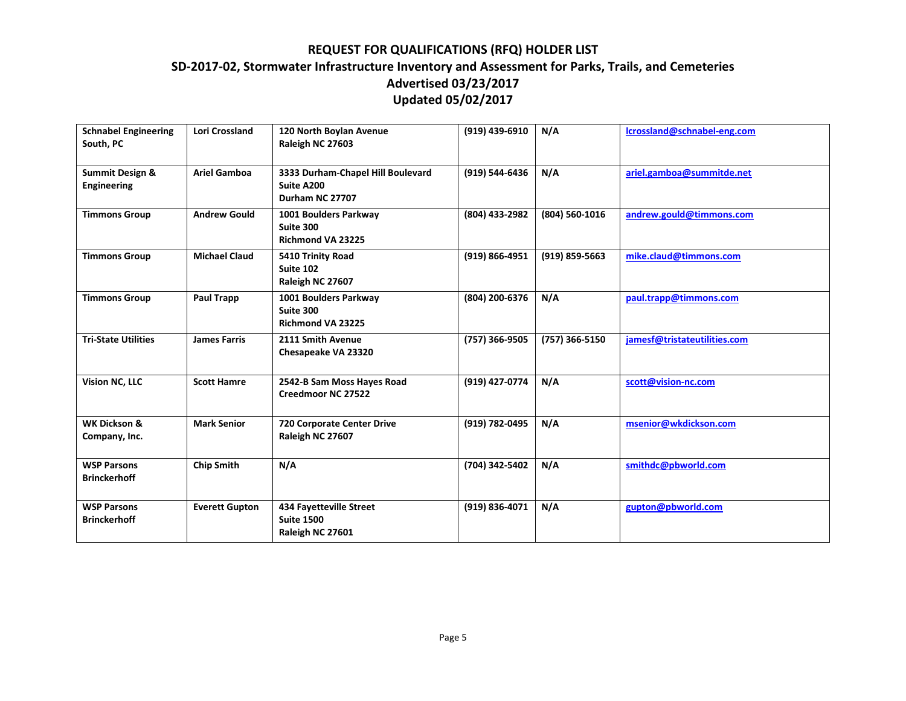# REQUEST FOR QUALIFICATIONS (RFQ) HOLDER LIST

## SD-2017-02, Stormwater Infrastructure Inventory and Assessment for Parks, Trails, and Cemeteries

## Advertised 03/23/2017

## Updated 05/02/2017

| | | | | | |
|---|---|---|---|---|---|
| **Schnabel Engineering South, PC** | **Lori Crossland** | **120 North Boylan Avenue<br>Raleigh NC 27603** | **(919) 439-6910** | **N/A** | **lcrossland@schnabel-eng.com** |
| **Summit Design & Engineering** | **Ariel Gamboa** | **3333 Durham-Chapel Hill Boulevard<br>Suite A200<br>Durham NC 27707** | **(919) 544-6436** | **N/A** | **ariel.gamboa@summitde.net** |
| **Timmons Group** | **Andrew Gould** | **1001 Boulders Parkway<br>Suite 300<br>Richmond VA 23225** | **(804) 433-2982** | **(804) 560-1016** | **andrew.gould@timmons.com** |
| **Timmons Group** | **Michael Claud** | **5410 Trinity Road<br>Suite 102<br>Raleigh NC 27607** | **(919) 866-4951** | **(919) 859-5663** | **mike.claud@timmons.com** |
| **Timmons Group** | **Paul Trapp** | **1001 Boulders Parkway<br>Suite 300<br>Richmond VA 23225** | **(804) 200-6376** | **N/A** | **paul.trapp@timmons.com** |
| **Tri-State Utilities** | **James Farris** | **2111 Smith Avenue<br>Chesapeake VA 23320** | **(757) 366-9505** | **(757) 366-5150** | **jamesf@tristateutilities.com** |
| **Vision NC, LLC** | **Scott Hamre** | **2542-B Sam Moss Hayes Road<br>Creedmoor NC 27522** | **(919) 427-0774** | **N/A** | **scott@vision-nc.com** |
| **WK Dickson & Company, Inc.** | **Mark Senior** | **720 Corporate Center Drive<br>Raleigh NC 27607** | **(919) 782-0495** | **N/A** | **msenior@wkdickson.com** |
| **WSP Parsons Brinckerhoff** | **Chip Smith** | **N/A** | **(704) 342-5402** | **N/A** | **smithdc@pbworld.com** |
| **WSP Parsons Brinckerhoff** | **Everett Gupton** | **434 Fayetteville Street<br>Suite 1500<br>Raleigh NC 27601** | **(919) 836-4071** | **N/A** | **gupton@pbworld.com** |